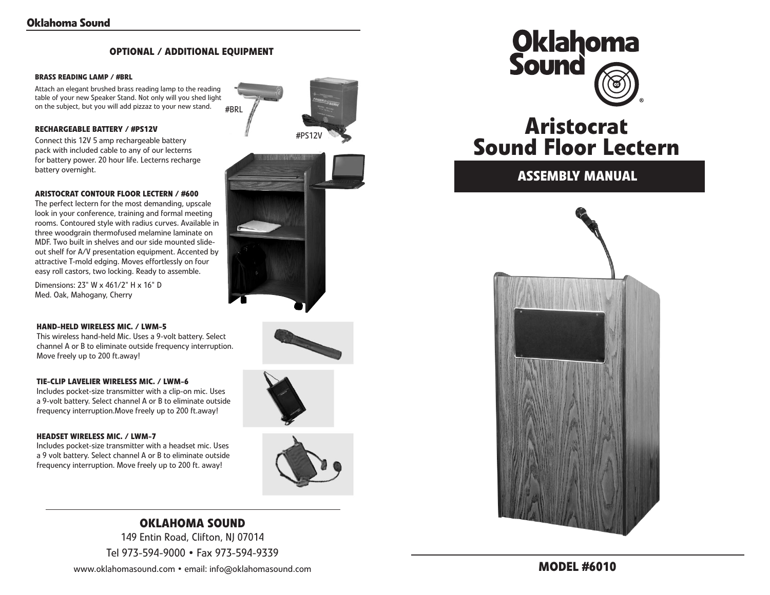## OPTIONAL / ADDITIONAL EQUIPMENT

**BRASS READING LAMP / #BRL**

Attach an elegant brushed brass reading lamp to the reading table of your new Speaker Stand. Not only will you shed light on the subject, but you will add pizzaz to your new stand.

#BRL

**RECHARGEABLE BATTERY / #PS12V**

Connect this 12V 5 amp rechargeable battery pack with included cable to any of our lecterns for battery power. 20 hour life. Lecterns recharge battery overnight.

#PS12V

**ARISTOCRAT CONTOUR FLOOR LECTERN / #600**

The perfect lectern for the most demanding, upscale look in your conference, training and formal meeting rooms. Contoured style with radius curves. Available in three woodgrain thermofused melamine laminate on MDF. Two built in shelves and our side mounted slide-out shelf for A/V presentation equipment. Accented by attractive T-mold edging. Moves effortlessly on four easy roll castors, two locking. Ready to assemble.

Dimensions: 23" W x 461/2" H x 16" D
Med. Oak, Mahogany, Cherry

**HAND-HELD WIRELESS MIC. / LWM-5**

This wireless hand-held Mic. Uses a 9-volt battery. Select channel A or B to eliminate outside frequency interruption. Move freely up to 200 ft.away!

**TIE-CLIP LAVELIER WIRELESS MIC. / LWM-6**

Includes pocket-size transmitter with a clip-on mic. Uses a 9-volt battery. Select channel A or B to eliminate outside frequency interruption.Move freely up to 200 ft.away!

**HEADSET WIRELESS MIC. / LWM-7**

Includes pocket-size transmitter with a headset mic. Uses a 9 volt battery. Select channel A or B to eliminate outside frequency interruption. Move freely up to 200 ft. away!

## OKLAHOMA SOUND

149 Entin Road, Clifton, NJ 07014

Tel 973-594-9000 • Fax 973-594-9339

www.oklahomasound.com • email: info@oklahomasound.com

# Oklahoma Sound®

# Aristocrat Sound Floor Lectern

## ASSEMBLY MANUAL

## MODEL #6010